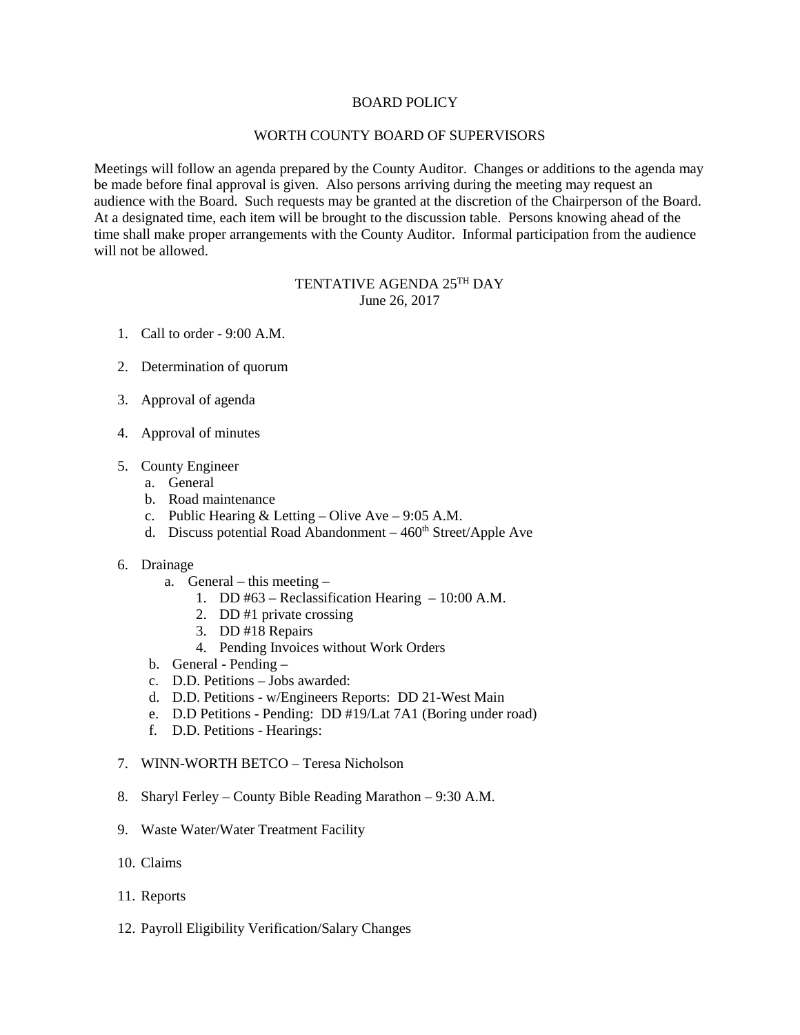# BOARD POLICY

## WORTH COUNTY BOARD OF SUPERVISORS

Meetings will follow an agenda prepared by the County Auditor. Changes or additions to the agenda may be made before final approval is given. Also persons arriving during the meeting may request an audience with the Board. Such requests may be granted at the discretion of the Chairperson of the Board. At a designated time, each item will be brought to the discussion table. Persons knowing ahead of the time shall make proper arrangements with the County Auditor. Informal participation from the audience will not be allowed.

### TENTATIVE AGENDA 25TH DAY
June 26, 2017

1. Call to order - 9:00 A.M.

2. Determination of quorum

3. Approval of agenda

4. Approval of minutes

5. County Engineer
   a. General
   b. Road maintenance
   c. Public Hearing & Letting – Olive Ave – 9:05 A.M.
   d. Discuss potential Road Abandonment – 460th Street/Apple Ave

6. Drainage
   a. General – this meeting –
      1. DD #63 – Reclassification Hearing – 10:00 A.M.
      2. DD #1 private crossing
      3. DD #18 Repairs
      4. Pending Invoices without Work Orders
   b. General - Pending –
   c. D.D. Petitions – Jobs awarded:
   d. D.D. Petitions - w/Engineers Reports: DD 21-West Main
   e. D.D Petitions - Pending: DD #19/Lat 7A1 (Boring under road)
   f. D.D. Petitions - Hearings:

7. WINN-WORTH BETCO – Teresa Nicholson

8. Sharyl Ferley – County Bible Reading Marathon – 9:30 A.M.

9. Waste Water/Water Treatment Facility

10. Claims

11. Reports

12. Payroll Eligibility Verification/Salary Changes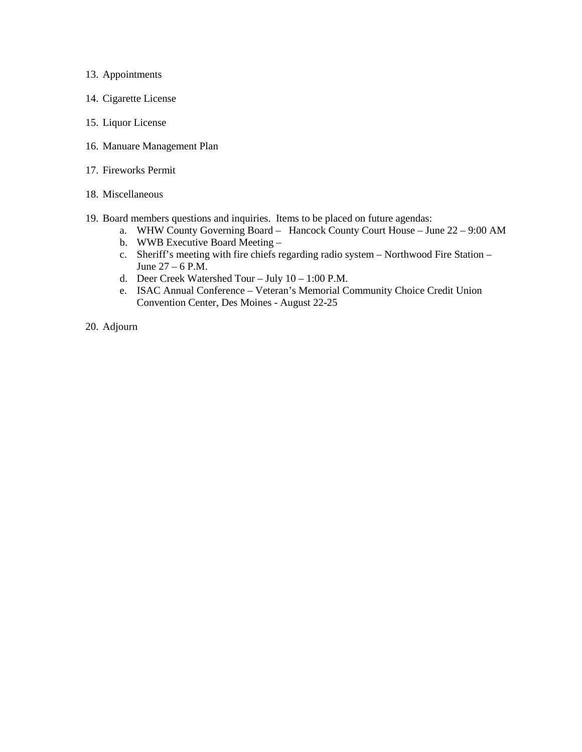13. Appointments

14. Cigarette License

15. Liquor License

16. Manuare Management Plan

17. Fireworks Permit

18. Miscellaneous

19. Board members questions and inquiries. Items to be placed on future agendas:
    a. WHW County Governing Board – Hancock County Court House – June 22 – 9:00 AM
    b. WWB Executive Board Meeting –
    c. Sheriff's meeting with fire chiefs regarding radio system – Northwood Fire Station – June 27 – 6 P.M.
    d. Deer Creek Watershed Tour – July 10 – 1:00 P.M.
    e. ISAC Annual Conference – Veteran's Memorial Community Choice Credit Union Convention Center, Des Moines - August 22-25

20. Adjourn